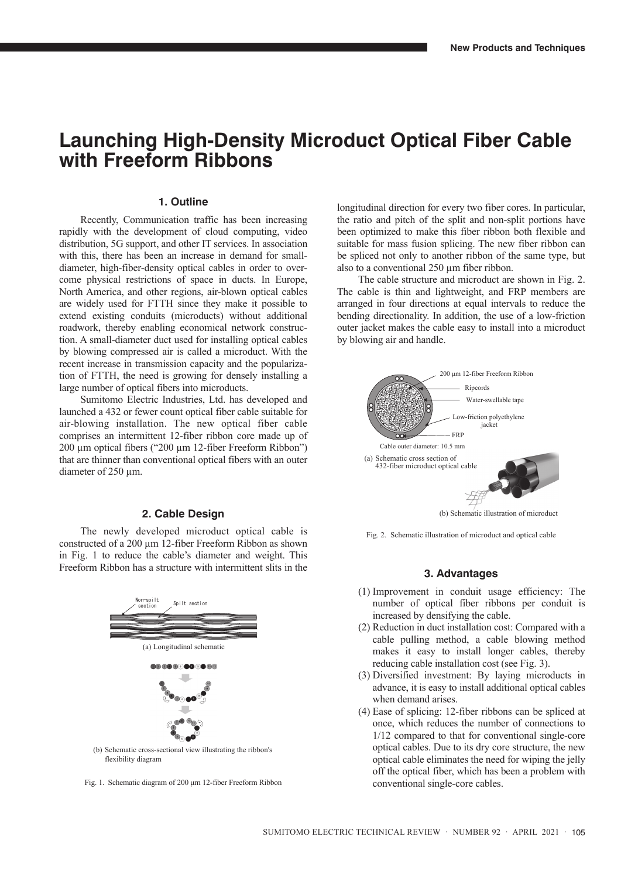# Launching High-Density Microduct Optical Fiber Cable with Freeform Ribbons

## 1. Outline

Recently, Communication traffic has been increasing rapidly with the development of cloud computing, video distribution, 5G support, and other IT services. In association with this, there has been an increase in demand for small-diameter, high-fiber-density optical cables in order to overcome physical restrictions of space in ducts. In Europe, North America, and other regions, air-blown optical cables are widely used for FTTH since they make it possible to extend existing conduits (microducts) without additional roadwork, thereby enabling economical network construction. A small-diameter duct used for installing optical cables by blowing compressed air is called a microduct. With the recent increase in transmission capacity and the popularization of FTTH, the need is growing for densely installing a large number of optical fibers into microducts.

Sumitomo Electric Industries, Ltd. has developed and launched a 432 or fewer count optical fiber cable suitable for air-blowing installation. The new optical fiber cable comprises an intermittent 12-fiber ribbon core made up of 200 μm optical fibers ("200 μm 12-fiber Freeform Ribbon") that are thinner than conventional optical fibers with an outer diameter of 250 μm.

## 2. Cable Design

The newly developed microduct optical cable is constructed of a 200 μm 12-fiber Freeform Ribbon as shown in Fig. 1 to reduce the cable's diameter and weight. This Freeform Ribbon has a structure with intermittent slits in the longitudinal direction for every two fiber cores. In particular, the ratio and pitch of the split and non-split portions have been optimized to make this fiber ribbon both flexible and suitable for mass fusion splicing. The new fiber ribbon can be spliced not only to another ribbon of the same type, but also to a conventional 250 μm fiber ribbon.

Non-spilt section

Spilt section

(a) Longitudinal schematic

(b) Schematic cross-sectional view illustrating the ribbon's flexibility diagram

Fig. 1. Schematic diagram of 200 μm 12-fiber Freeform Ribbon

The cable structure and microduct are shown in Fig. 2. The cable is thin and lightweight, and FRP members are arranged in four directions at equal intervals to reduce the bending directionality. In addition, the use of a low-friction outer jacket makes the cable easy to install into a microduct by blowing air and handle.

200 μm 12-fiber Freeform Ribbon

Ripcords

Water-swellable tape

Low-friction polyethylene jacket

FRP

Cable outer diameter: 10.5 mm

(a) Schematic cross section of 432-fiber microduct optical cable

(b) Schematic illustration of microduct

Fig. 2. Schematic illustration of microduct and optical cable

## 3. Advantages

(1) Improvement in conduit usage efficiency: The number of optical fiber ribbons per conduit is increased by densifying the cable.

(2) Reduction in duct installation cost: Compared with a cable pulling method, a cable blowing method makes it easy to install longer cables, thereby reducing cable installation cost (see Fig. 3).

(3) Diversified investment: By laying microducts in advance, it is easy to install additional optical cables when demand arises.

(4) Ease of splicing: 12-fiber ribbons can be spliced at once, which reduces the number of connections to 1/12 compared to that for conventional single-core optical cables. Due to its dry core structure, the new optical cable eliminates the need for wiping the jelly off the optical fiber, which has been a problem with conventional single-core cables.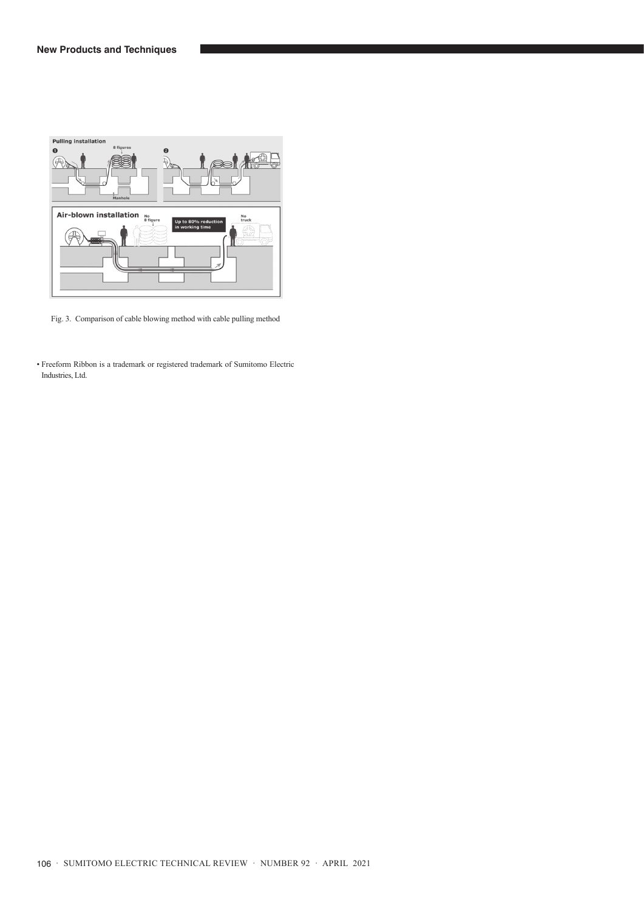Pulling installation

8 figures

Manhole

Air-blown installation

No 8 figure

Up to 80% reduction in working time

No truck

Fig. 3. Comparison of cable blowing method with cable pulling method

• Freeform Ribbon is a trademark or registered trademark of Sumitomo Electric Industries, Ltd.